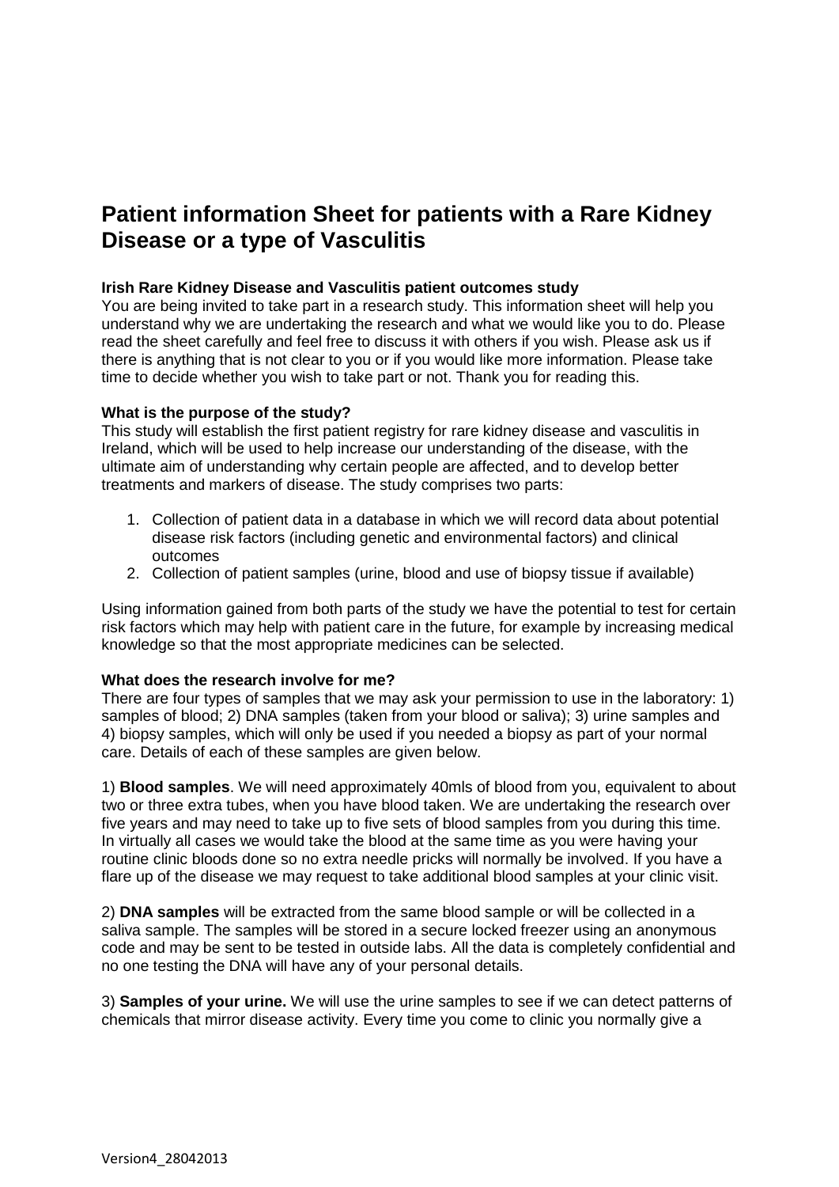# Patient information Sheet for patients with a Rare Kidney Disease or a type of Vasculitis

**Irish Rare Kidney Disease and Vasculitis patient outcomes study**

You are being invited to take part in a research study. This information sheet will help you understand why we are undertaking the research and what we would like you to do. Please read the sheet carefully and feel free to discuss it with others if you wish. Please ask us if there is anything that is not clear to you or if you would like more information. Please take time to decide whether you wish to take part or not. Thank you for reading this.

**What is the purpose of the study?**

This study will establish the first patient registry for rare kidney disease and vasculitis in Ireland, which will be used to help increase our understanding of the disease, with the ultimate aim of understanding why certain people are affected, and to develop better treatments and markers of disease. The study comprises two parts:

1. Collection of patient data in a database in which we will record data about potential disease risk factors (including genetic and environmental factors) and clinical outcomes
2. Collection of patient samples (urine, blood and use of biopsy tissue if available)

Using information gained from both parts of the study we have the potential to test for certain risk factors which may help with patient care in the future, for example by increasing medical knowledge so that the most appropriate medicines can be selected.

**What does the research involve for me?**

There are four types of samples that we may ask your permission to use in the laboratory: 1) samples of blood; 2) DNA samples (taken from your blood or saliva); 3) urine samples and 4) biopsy samples, which will only be used if you needed a biopsy as part of your normal care. Details of each of these samples are given below.

1) **Blood samples**. We will need approximately 40mls of blood from you, equivalent to about two or three extra tubes, when you have blood taken. We are undertaking the research over five years and may need to take up to five sets of blood samples from you during this time. In virtually all cases we would take the blood at the same time as you were having your routine clinic bloods done so no extra needle pricks will normally be involved. If you have a flare up of the disease we may request to take additional blood samples at your clinic visit.

2) **DNA samples** will be extracted from the same blood sample or will be collected in a saliva sample. The samples will be stored in a secure locked freezer using an anonymous code and may be sent to be tested in outside labs. All the data is completely confidential and no one testing the DNA will have any of your personal details.

3) **Samples of your urine.** We will use the urine samples to see if we can detect patterns of chemicals that mirror disease activity. Every time you come to clinic you normally give a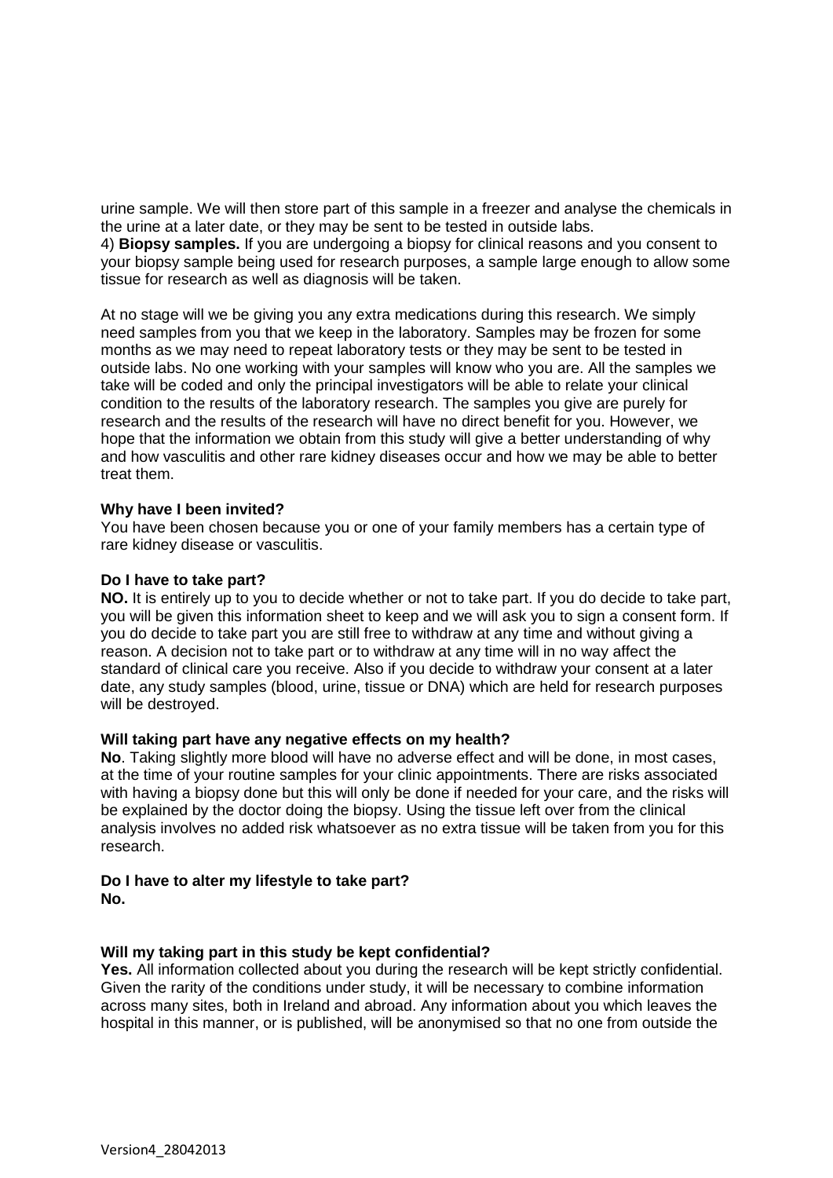urine sample. We will then store part of this sample in a freezer and analyse the chemicals in the urine at a later date, or they may be sent to be tested in outside labs.
4) **Biopsy samples.** If you are undergoing a biopsy for clinical reasons and you consent to your biopsy sample being used for research purposes, a sample large enough to allow some tissue for research as well as diagnosis will be taken.

At no stage will we be giving you any extra medications during this research. We simply need samples from you that we keep in the laboratory. Samples may be frozen for some months as we may need to repeat laboratory tests or they may be sent to be tested in outside labs. No one working with your samples will know who you are. All the samples we take will be coded and only the principal investigators will be able to relate your clinical condition to the results of the laboratory research. The samples you give are purely for research and the results of the research will have no direct benefit for you. However, we hope that the information we obtain from this study will give a better understanding of why and how vasculitis and other rare kidney diseases occur and how we may be able to better treat them.

**Why have I been invited?**
You have been chosen because you or one of your family members has a certain type of rare kidney disease or vasculitis.

**Do I have to take part?**
**NO.** It is entirely up to you to decide whether or not to take part. If you do decide to take part, you will be given this information sheet to keep and we will ask you to sign a consent form. If you do decide to take part you are still free to withdraw at any time and without giving a reason. A decision not to take part or to withdraw at any time will in no way affect the standard of clinical care you receive. Also if you decide to withdraw your consent at a later date, any study samples (blood, urine, tissue or DNA) which are held for research purposes will be destroyed.

**Will taking part have any negative effects on my health?**
**No**. Taking slightly more blood will have no adverse effect and will be done, in most cases, at the time of your routine samples for your clinic appointments. There are risks associated with having a biopsy done but this will only be done if needed for your care, and the risks will be explained by the doctor doing the biopsy. Using the tissue left over from the clinical analysis involves no added risk whatsoever as no extra tissue will be taken from you for this research.

**Do I have to alter my lifestyle to take part?**
**No.**

**Will my taking part in this study be kept confidential?**
**Yes.** All information collected about you during the research will be kept strictly confidential. Given the rarity of the conditions under study, it will be necessary to combine information across many sites, both in Ireland and abroad. Any information about you which leaves the hospital in this manner, or is published, will be anonymised so that no one from outside the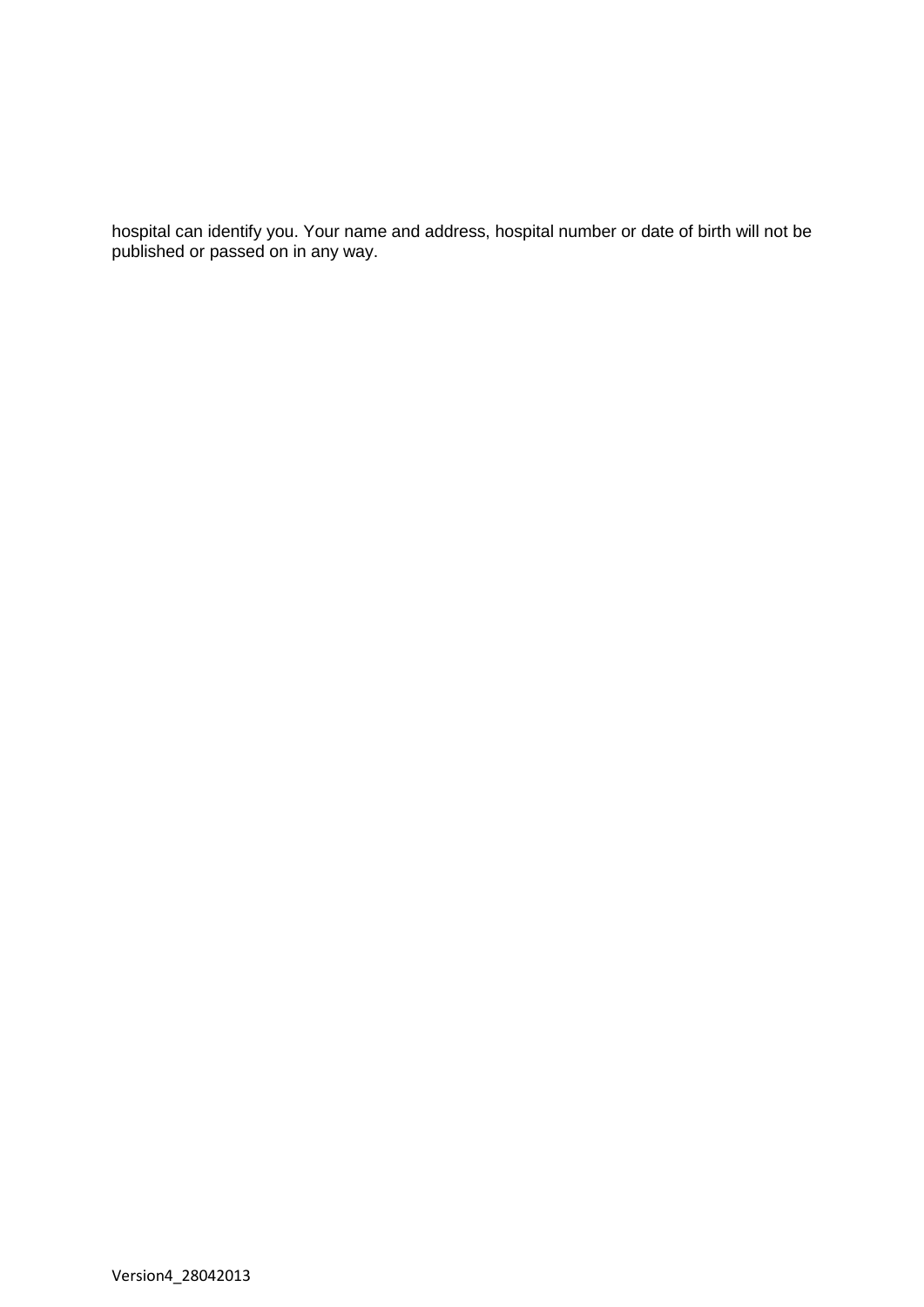hospital can identify you. Your name and address, hospital number or date of birth will not be published or passed on in any way.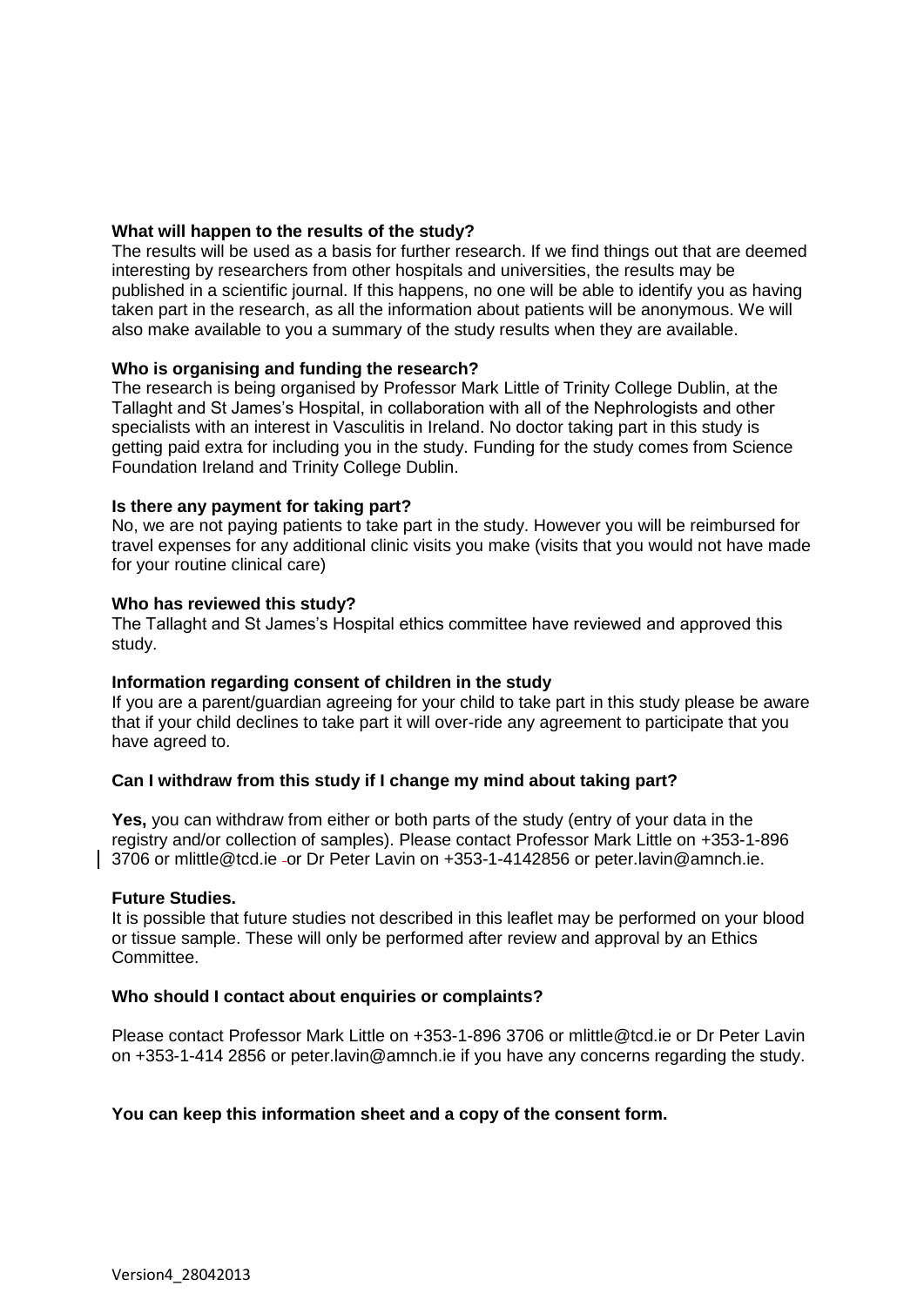**What will happen to the results of the study?**

The results will be used as a basis for further research. If we find things out that are deemed interesting by researchers from other hospitals and universities, the results may be published in a scientific journal. If this happens, no one will be able to identify you as having taken part in the research, as all the information about patients will be anonymous. We will also make available to you a summary of the study results when they are available.

**Who is organising and funding the research?**

The research is being organised by Professor Mark Little of Trinity College Dublin, at the Tallaght and St James's Hospital, in collaboration with all of the Nephrologists and other specialists with an interest in Vasculitis in Ireland. No doctor taking part in this study is getting paid extra for including you in the study. Funding for the study comes from Science Foundation Ireland and Trinity College Dublin.

**Is there any payment for taking part?**

No, we are not paying patients to take part in the study. However you will be reimbursed for travel expenses for any additional clinic visits you make (visits that you would not have made for your routine clinical care)

**Who has reviewed this study?**

The Tallaght and St James's Hospital ethics committee have reviewed and approved this study.

**Information regarding consent of children in the study**

If you are a parent/guardian agreeing for your child to take part in this study please be aware that if your child declines to take part it will over-ride any agreement to participate that you have agreed to.

**Can I withdraw from this study if I change my mind about taking part?**

**Yes,** you can withdraw from either or both parts of the study (entry of your data in the registry and/or collection of samples). Please contact Professor Mark Little on +353-1-896 3706 or mlittle@tcd.ie or Dr Peter Lavin on +353-1-4142856 or peter.lavin@amnch.ie.

**Future Studies.**

It is possible that future studies not described in this leaflet may be performed on your blood or tissue sample. These will only be performed after review and approval by an Ethics Committee.

**Who should I contact about enquiries or complaints?**

Please contact Professor Mark Little on +353-1-896 3706 or mlittle@tcd.ie or Dr Peter Lavin on +353-1-414 2856 or peter.lavin@amnch.ie if you have any concerns regarding the study.

**You can keep this information sheet and a copy of the consent form.**